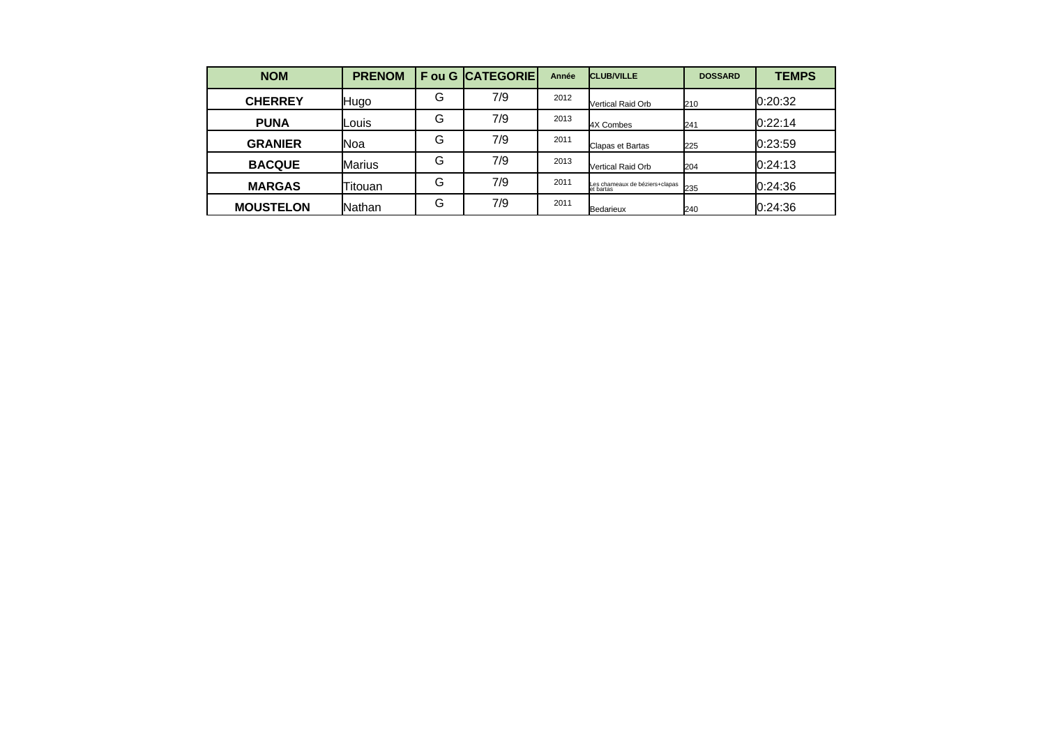| NOM | PRENOM | F ou G | CATEGORIE | Année | CLUB/VILLE | DOSSARD | TEMPS |
|---|---|---|---|---|---|---|---|
| CHERREY | Hugo | G | 7/9 | 2012 | Vertical Raid Orb | 210 | 0:20:32 |
| PUNA | Louis | G | 7/9 | 2013 | 4X Combes | 241 | 0:22:14 |
| GRANIER | Noa | G | 7/9 | 2011 | Clapas et Bartas | 225 | 0:23:59 |
| BACQUE | Marius | G | 7/9 | 2013 | Vertical Raid Orb | 204 | 0:24:13 |
| MARGAS | Titouan | G | 7/9 | 2011 | Les chameaux de béziers+clapas et bartas | 235 | 0:24:36 |
| MOUSTELON | Nathan | G | 7/9 | 2011 | Bedarieux | 240 | 0:24:36 |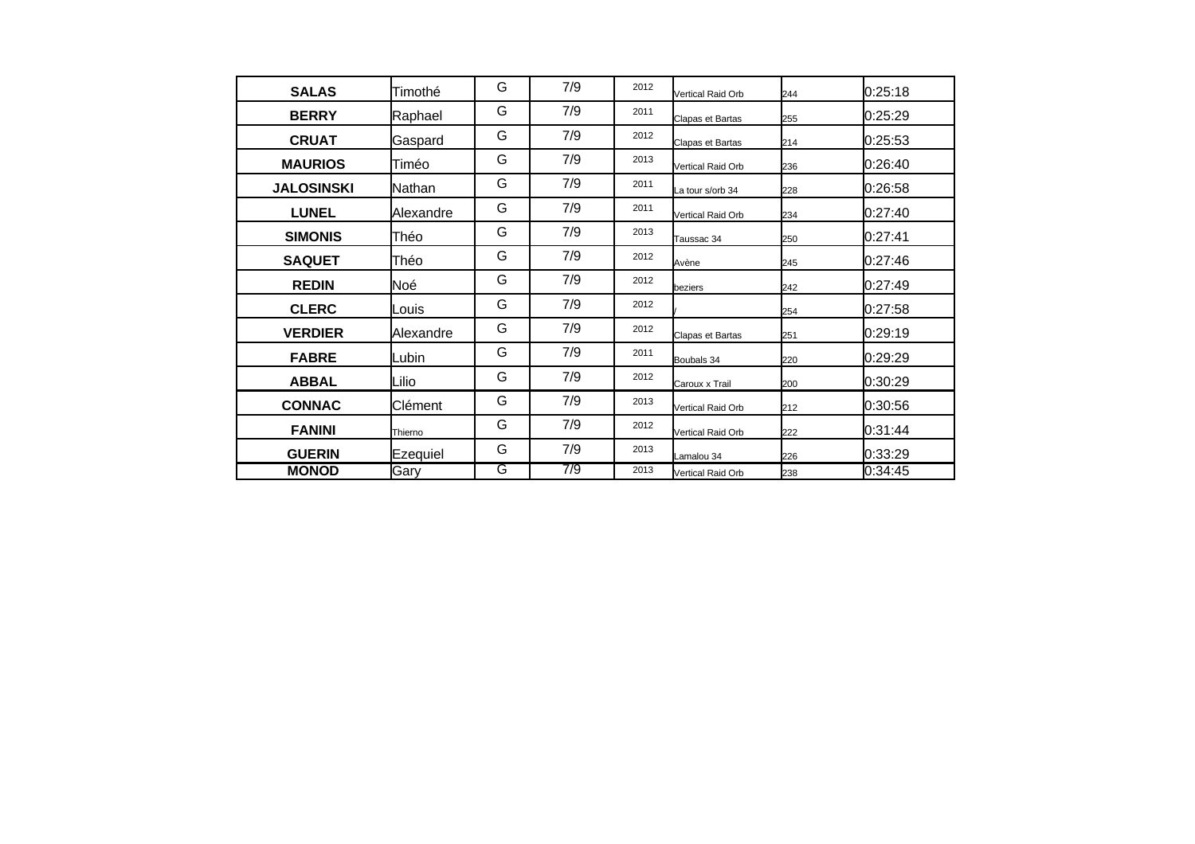| | | | | | | | |
|---|---|---|---|---|---|---|---|
| **SALAS** | Timothé | G | 7/9 | 2012 | Vertical Raid Orb | 244 | 0:25:18 |
| **BERRY** | Raphael | G | 7/9 | 2011 | Clapas et Bartas | 255 | 0:25:29 |
| **CRUAT** | Gaspard | G | 7/9 | 2012 | Clapas et Bartas | 214 | 0:25:53 |
| **MAURIOS** | Timéo | G | 7/9 | 2013 | Vertical Raid Orb | 236 | 0:26:40 |
| **JALOSINSKI** | Nathan | G | 7/9 | 2011 | La tour s/orb 34 | 228 | 0:26:58 |
| **LUNEL** | Alexandre | G | 7/9 | 2011 | Vertical Raid Orb | 234 | 0:27:40 |
| **SIMONIS** | Théo | G | 7/9 | 2013 | Taussac 34 | 250 | 0:27:41 |
| **SAQUET** | Théo | G | 7/9 | 2012 | Avène | 245 | 0:27:46 |
| **REDIN** | Noé | G | 7/9 | 2012 | beziers | 242 | 0:27:49 |
| **CLERC** | Louis | G | 7/9 | 2012 | / | 254 | 0:27:58 |
| **VERDIER** | Alexandre | G | 7/9 | 2012 | Clapas et Bartas | 251 | 0:29:19 |
| **FABRE** | Lubin | G | 7/9 | 2011 | Boubals 34 | 220 | 0:29:29 |
| **ABBAL** | Lilio | G | 7/9 | 2012 | Caroux x Trail | 200 | 0:30:29 |
| **CONNAC** | Clément | G | 7/9 | 2013 | Vertical Raid Orb | 212 | 0:30:56 |
| **FANINI** | Thierno | G | 7/9 | 2012 | Vertical Raid Orb | 222 | 0:31:44 |
| **GUERIN** | Ezequiel | G | 7/9 | 2013 | Lamalou 34 | 226 | 0:33:29 |
| **MONOD** | Gary | G | 7/9 | 2013 | Vertical Raid Orb | 238 | 0:34:45 |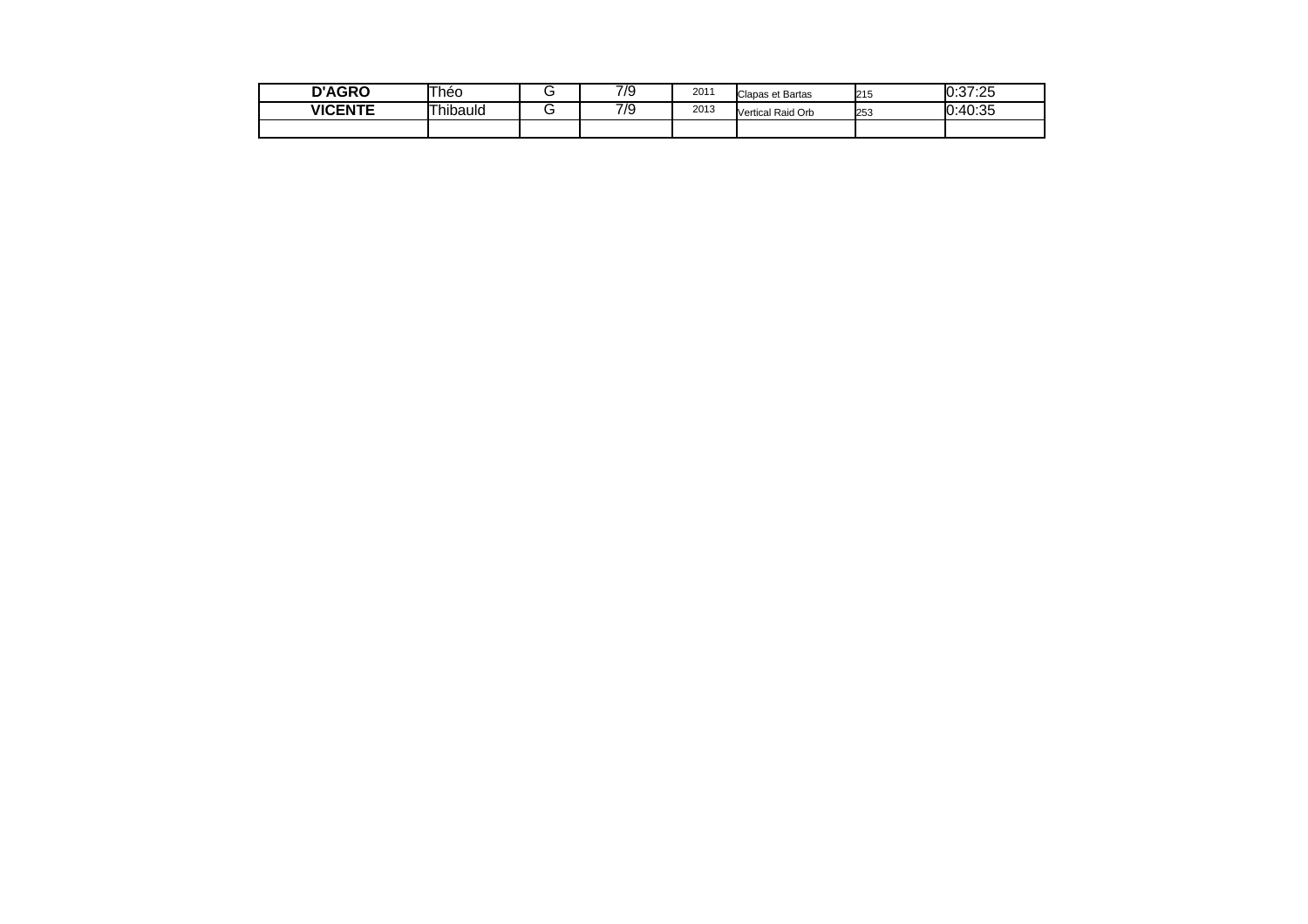| | | | | | | | |
|---|---|---|---|---|---|---|---|
| **D'AGRO** | Théo | G | 7/9 | 2011 | Clapas et Bartas | 215 | 0:37:25 |
| **VICENTE** | Thibauld | G | 7/9 | 2013 | Vertical Raid Orb | 253 | 0:40:35 |
| | | | | | | | |